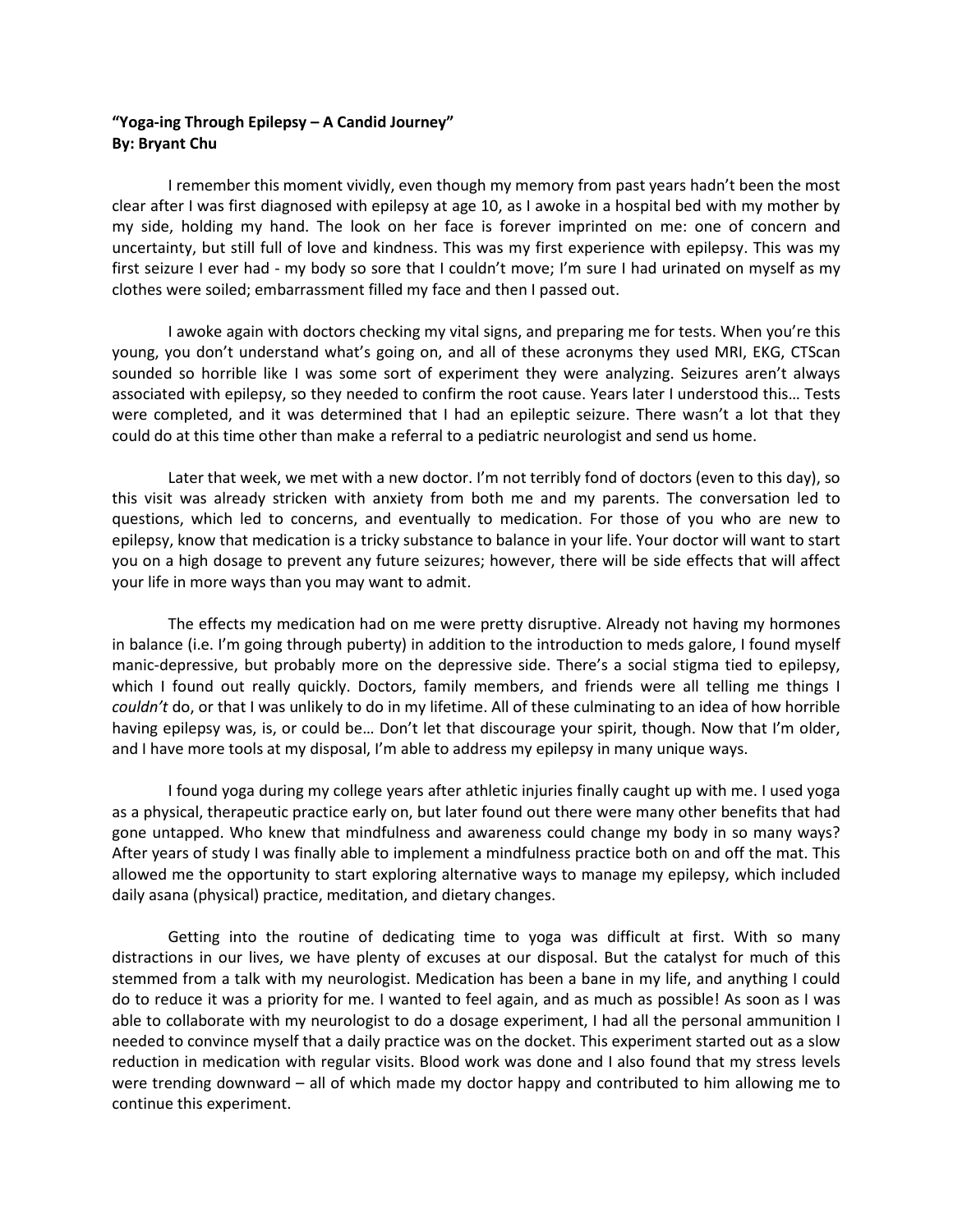**"Yoga-ing Through Epilepsy – A Candid Journey"**
**By: Bryant Chu**

I remember this moment vividly, even though my memory from past years hadn't been the most clear after I was first diagnosed with epilepsy at age 10, as I awoke in a hospital bed with my mother by my side, holding my hand. The look on her face is forever imprinted on me: one of concern and uncertainty, but still full of love and kindness. This was my first experience with epilepsy. This was my first seizure I ever had - my body so sore that I couldn't move; I'm sure I had urinated on myself as my clothes were soiled; embarrassment filled my face and then I passed out.

I awoke again with doctors checking my vital signs, and preparing me for tests. When you're this young, you don't understand what's going on, and all of these acronyms they used MRI, EKG, CTScan sounded so horrible like I was some sort of experiment they were analyzing. Seizures aren't always associated with epilepsy, so they needed to confirm the root cause. Years later I understood this… Tests were completed, and it was determined that I had an epileptic seizure. There wasn't a lot that they could do at this time other than make a referral to a pediatric neurologist and send us home.

Later that week, we met with a new doctor. I'm not terribly fond of doctors (even to this day), so this visit was already stricken with anxiety from both me and my parents. The conversation led to questions, which led to concerns, and eventually to medication. For those of you who are new to epilepsy, know that medication is a tricky substance to balance in your life. Your doctor will want to start you on a high dosage to prevent any future seizures; however, there will be side effects that will affect your life in more ways than you may want to admit.

The effects my medication had on me were pretty disruptive. Already not having my hormones in balance (i.e. I'm going through puberty) in addition to the introduction to meds galore, I found myself manic-depressive, but probably more on the depressive side. There's a social stigma tied to epilepsy, which I found out really quickly. Doctors, family members, and friends were all telling me things I *couldn't* do, or that I was unlikely to do in my lifetime. All of these culminating to an idea of how horrible having epilepsy was, is, or could be… Don't let that discourage your spirit, though. Now that I'm older, and I have more tools at my disposal, I'm able to address my epilepsy in many unique ways.

I found yoga during my college years after athletic injuries finally caught up with me. I used yoga as a physical, therapeutic practice early on, but later found out there were many other benefits that had gone untapped. Who knew that mindfulness and awareness could change my body in so many ways? After years of study I was finally able to implement a mindfulness practice both on and off the mat. This allowed me the opportunity to start exploring alternative ways to manage my epilepsy, which included daily asana (physical) practice, meditation, and dietary changes.

Getting into the routine of dedicating time to yoga was difficult at first. With so many distractions in our lives, we have plenty of excuses at our disposal. But the catalyst for much of this stemmed from a talk with my neurologist. Medication has been a bane in my life, and anything I could do to reduce it was a priority for me. I wanted to feel again, and as much as possible! As soon as I was able to collaborate with my neurologist to do a dosage experiment, I had all the personal ammunition I needed to convince myself that a daily practice was on the docket. This experiment started out as a slow reduction in medication with regular visits. Blood work was done and I also found that my stress levels were trending downward – all of which made my doctor happy and contributed to him allowing me to continue this experiment.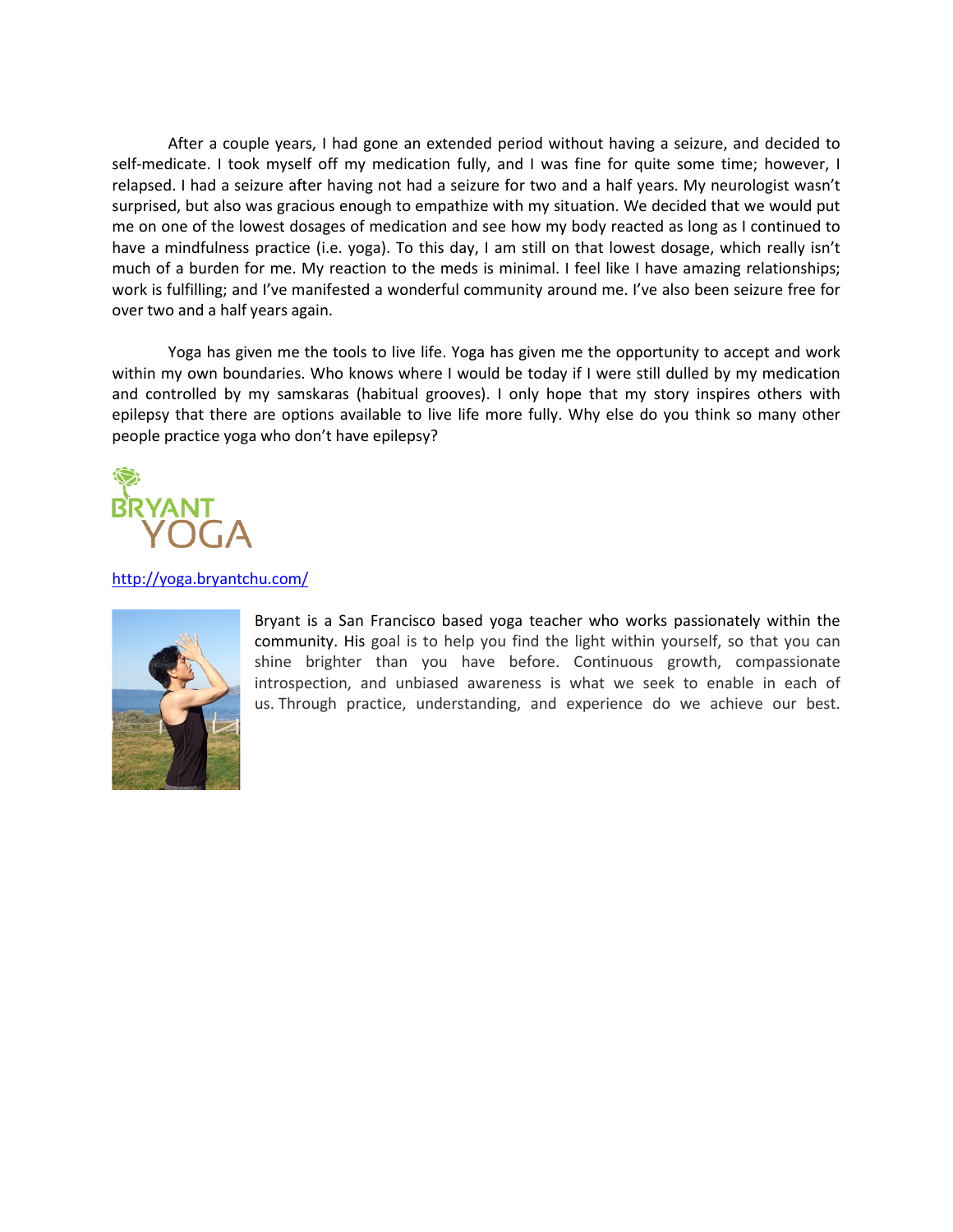After a couple years, I had gone an extended period without having a seizure, and decided to self-medicate. I took myself off my medication fully, and I was fine for quite some time; however, I relapsed. I had a seizure after having not had a seizure for two and a half years. My neurologist wasn't surprised, but also was gracious enough to empathize with my situation. We decided that we would put me on one of the lowest dosages of medication and see how my body reacted as long as I continued to have a mindfulness practice (i.e. yoga). To this day, I am still on that lowest dosage, which really isn't much of a burden for me. My reaction to the meds is minimal. I feel like I have amazing relationships; work is fulfilling; and I've manifested a wonderful community around me. I've also been seizure free for over two and a half years again.

Yoga has given me the tools to live life. Yoga has given me the opportunity to accept and work within my own boundaries. Who knows where I would be today if I were still dulled by my medication and controlled by my samskaras (habitual grooves). I only hope that my story inspires others with epilepsy that there are options available to live life more fully. Why else do you think so many other people practice yoga who don't have epilepsy?

BRYANT YOGA

http://yoga.bryantchu.com/

Bryant is a San Francisco based yoga teacher who works passionately within the community. His goal is to help you find the light within yourself, so that you can shine brighter than you have before. Continuous growth, compassionate introspection, and unbiased awareness is what we seek to enable in each of us. Through practice, understanding, and experience do we achieve our best.